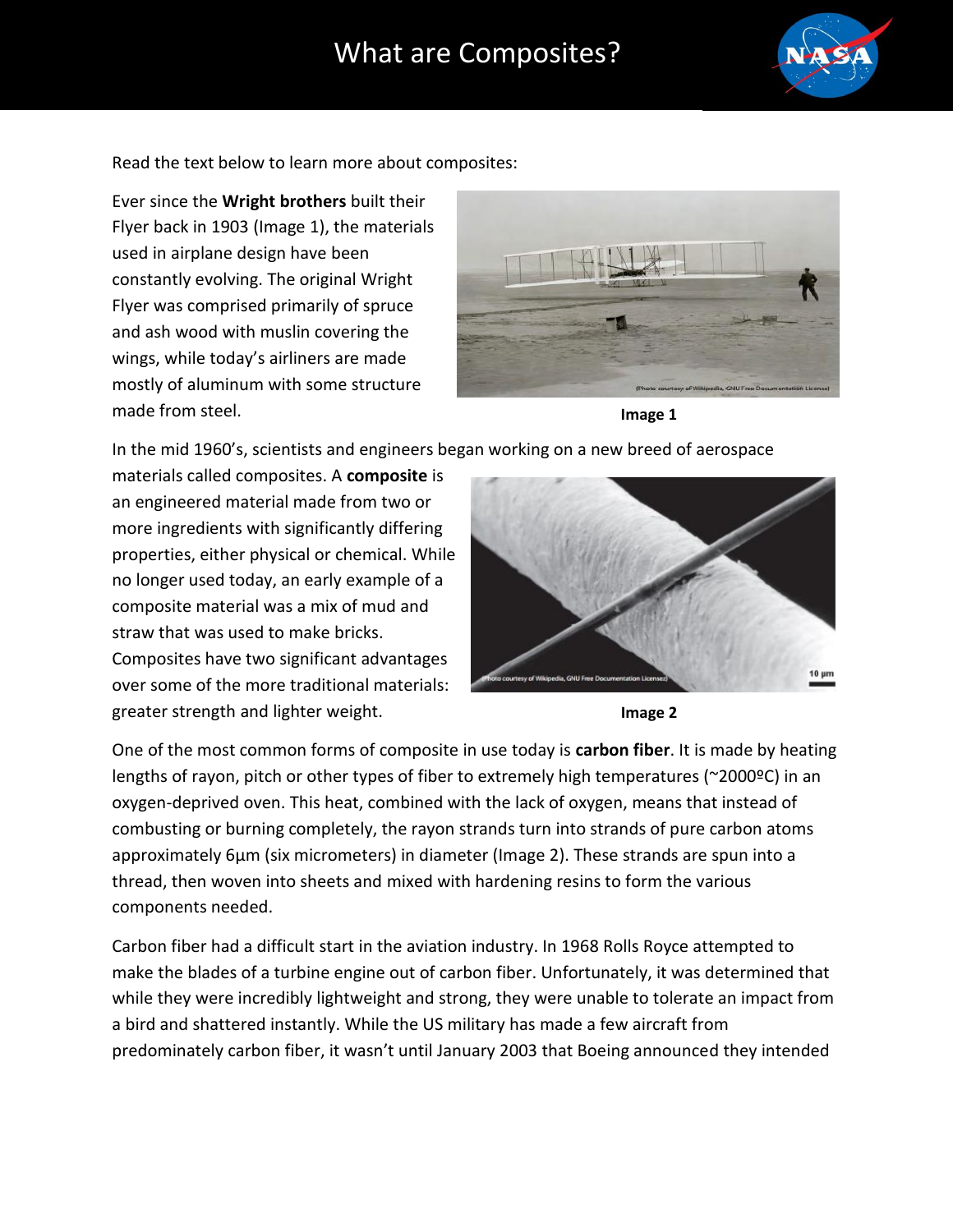# What are Composites?

Read the text below to learn more about composites:

Ever since the **Wright brothers** built their Flyer back in 1903 (Image 1), the materials used in airplane design have been constantly evolving. The original Wright Flyer was comprised primarily of spruce and ash wood with muslin covering the wings, while today's airliners are made mostly of aluminum with some structure made from steel.

Image 1

In the mid 1960's, scientists and engineers began working on a new breed of aerospace materials called composites. A **composite** is an engineered material made from two or more ingredients with significantly differing properties, either physical or chemical. While no longer used today, an early example of a composite material was a mix of mud and straw that was used to make bricks. Composites have two significant advantages over some of the more traditional materials: greater strength and lighter weight.

Image 2

One of the most common forms of composite in use today is **carbon fiber**. It is made by heating lengths of rayon, pitch or other types of fiber to extremely high temperatures (~2000ºC) in an oxygen-deprived oven. This heat, combined with the lack of oxygen, means that instead of combusting or burning completely, the rayon strands turn into strands of pure carbon atoms approximately 6µm (six micrometers) in diameter (Image 2). These strands are spun into a thread, then woven into sheets and mixed with hardening resins to form the various components needed.

Carbon fiber had a difficult start in the aviation industry. In 1968 Rolls Royce attempted to make the blades of a turbine engine out of carbon fiber. Unfortunately, it was determined that while they were incredibly lightweight and strong, they were unable to tolerate an impact from a bird and shattered instantly. While the US military has made a few aircraft from predominately carbon fiber, it wasn't until January 2003 that Boeing announced they intended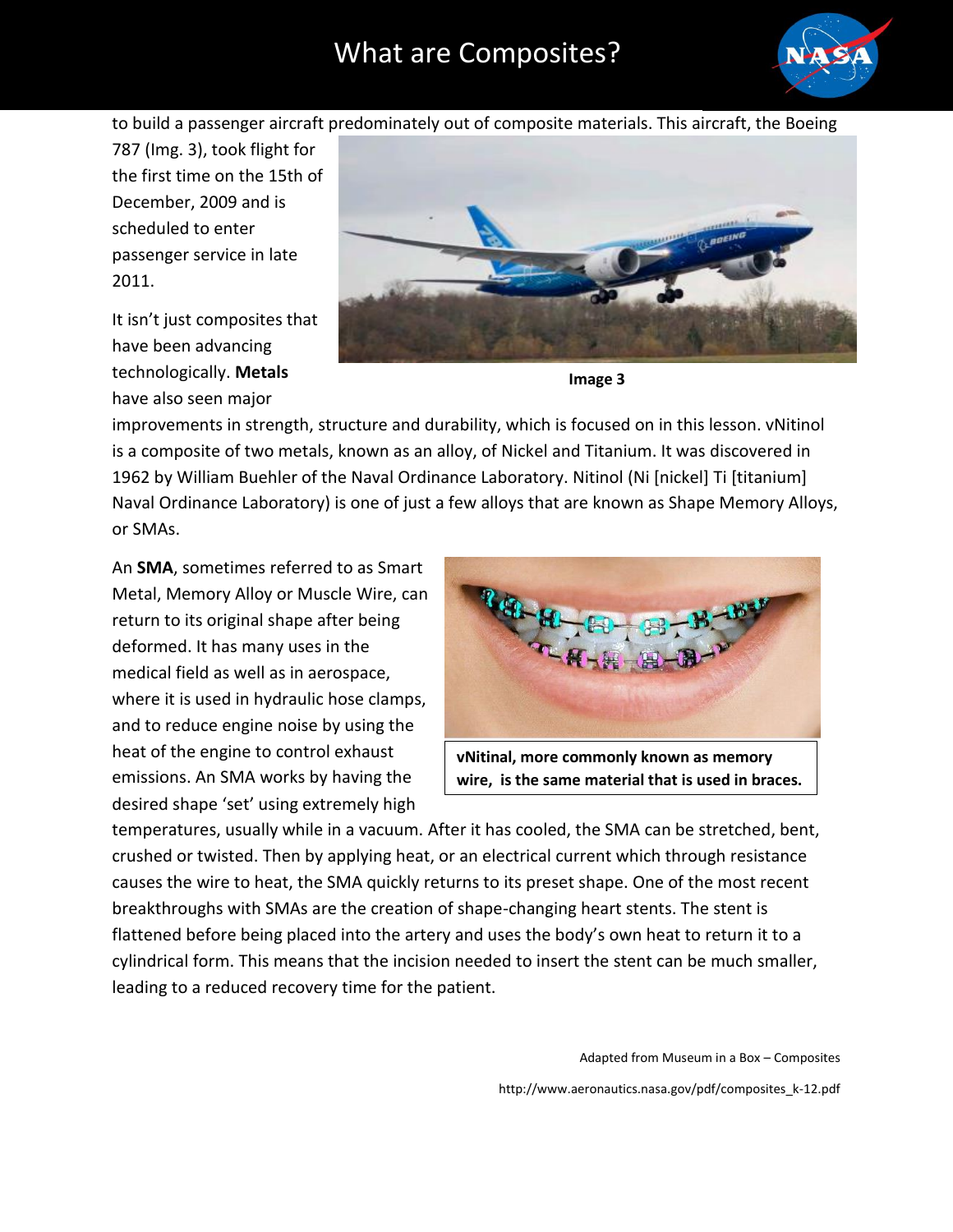to build a passenger aircraft predominately out of composite materials. This aircraft, the Boeing 787 (Img. 3), took flight for the first time on the 15th of December, 2009 and is scheduled to enter passenger service in late 2011.

**Image 3**

It isn't just composites that have been advancing technologically. **Metals** have also seen major improvements in strength, structure and durability, which is focused on in this lesson. vNitinol is a composite of two metals, known as an alloy, of Nickel and Titanium. It was discovered in 1962 by William Buehler of the Naval Ordinance Laboratory. Nitinol (Ni [nickel] Ti [titanium] Naval Ordinance Laboratory) is one of just a few alloys that are known as Shape Memory Alloys, or SMAs.

An **SMA**, sometimes referred to as Smart Metal, Memory Alloy or Muscle Wire, can return to its original shape after being deformed. It has many uses in the medical field as well as in aerospace, where it is used in hydraulic hose clamps, and to reduce engine noise by using the heat of the engine to control exhaust emissions. An SMA works by having the desired shape 'set' using extremely high temperatures, usually while in a vacuum. After it has cooled, the SMA can be stretched, bent, crushed or twisted. Then by applying heat, or an electrical current which through resistance causes the wire to heat, the SMA quickly returns to its preset shape. One of the most recent breakthroughs with SMAs are the creation of shape-changing heart stents. The stent is flattened before being placed into the artery and uses the body's own heat to return it to a cylindrical form. This means that the incision needed to insert the stent can be much smaller, leading to a reduced recovery time for the patient.

**vNitinal, more commonly known as memory wire, is the same material that is used in braces.**

Adapted from Museum in a Box – Composites

http://www.aeronautics.nasa.gov/pdf/composites_k-12.pdf